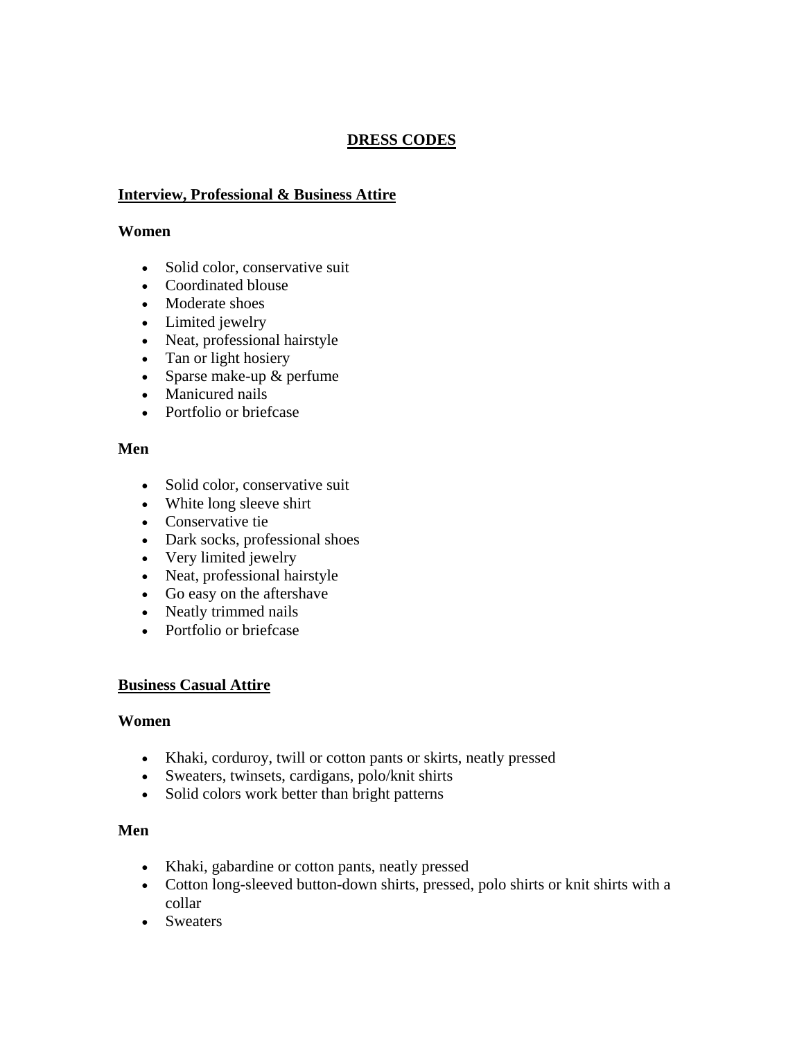# DRESS CODES

## Interview, Professional & Business Attire

### Women

- Solid color, conservative suit
- Coordinated blouse
- Moderate shoes
- Limited jewelry
- Neat, professional hairstyle
- Tan or light hosiery
- Sparse make-up & perfume
- Manicured nails
- Portfolio or briefcase

### Men

- Solid color, conservative suit
- White long sleeve shirt
- Conservative tie
- Dark socks, professional shoes
- Very limited jewelry
- Neat, professional hairstyle
- Go easy on the aftershave
- Neatly trimmed nails
- Portfolio or briefcase

## Business Casual Attire

### Women

- Khaki, corduroy, twill or cotton pants or skirts, neatly pressed
- Sweaters, twinsets, cardigans, polo/knit shirts
- Solid colors work better than bright patterns

### Men

- Khaki, gabardine or cotton pants, neatly pressed
- Cotton long-sleeved button-down shirts, pressed, polo shirts or knit shirts with a collar
- Sweaters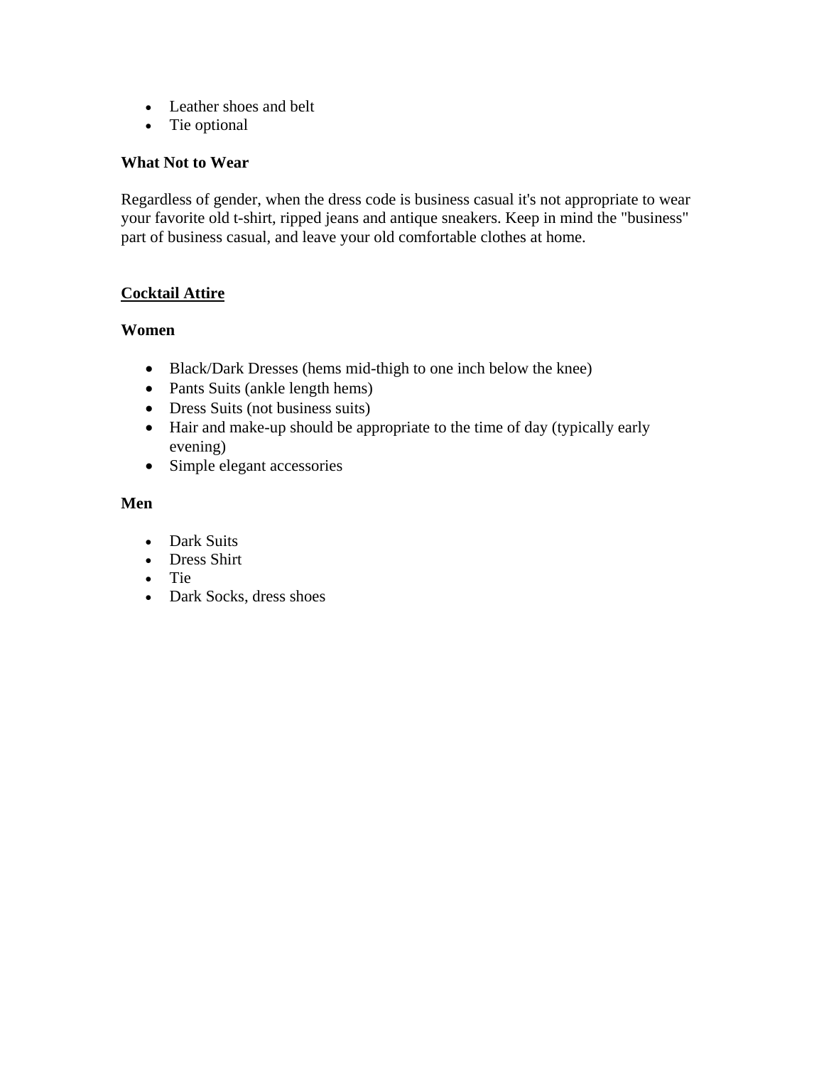- Leather shoes and belt
- Tie optional

**What Not to Wear**

Regardless of gender, when the dress code is business casual it's not appropriate to wear your favorite old t-shirt, ripped jeans and antique sneakers. Keep in mind the "business" part of business casual, and leave your old comfortable clothes at home.

## Cocktail Attire

**Women**

- Black/Dark Dresses (hems mid-thigh to one inch below the knee)
- Pants Suits (ankle length hems)
- Dress Suits (not business suits)
- Hair and make-up should be appropriate to the time of day (typically early evening)
- Simple elegant accessories

**Men**

- Dark Suits
- Dress Shirt
- Tie
- Dark Socks, dress shoes